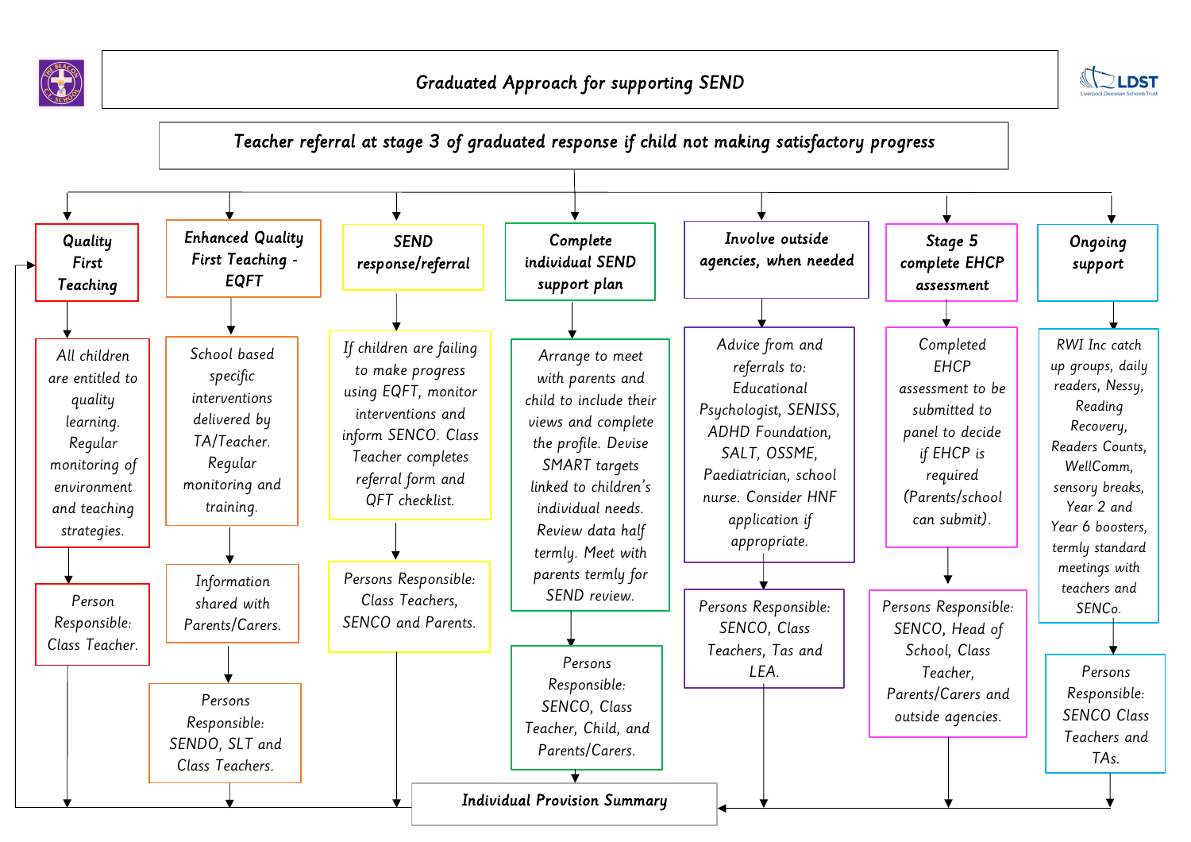# Graduated Approach for supporting SEND

## Teacher referral at stage 3 of graduated response if child not making satisfactory progress

### Quality First Teaching

All children are entitled to quality learning. Regular monitoring of environment and teaching strategies.

Person Responsible: Class Teacher.

### Enhanced Quality First Teaching - EQFT

School based specific interventions delivered by TA/Teacher. Regular monitoring and training.

Information shared with Parents/Carers.

Persons Responsible: SENDO, SLT and Class Teachers.

### SEND response/referral

If children are failing to make progress using EQFT, monitor interventions and inform SENCO. Class Teacher completes referral form and QFT checklist.

Persons Responsible: Class Teachers, SENCO and Parents.

### Complete individual SEND support plan

Arrange to meet with parents and child to include their views and complete the profile. Devise SMART targets linked to children's individual needs. Review data half termly. Meet with parents termly for SEND review.

Persons Responsible: SENCO, Class Teacher, Child, and Parents/Carers.

### Involve outside agencies, when needed

Advice from and referrals to: Educational Psychologist, SENISS, ADHD Foundation, SALT, OSSME, Paediatrician, school nurse. Consider HNF application if appropriate.

Persons Responsible: SENCO, Class Teachers, Tas and LEA.

### Stage 5 complete EHCP assessment

Completed EHCP assessment to be submitted to panel to decide if EHCP is required (Parents/school can submit).

Persons Responsible: SENCO, Head of School, Class Teacher, Parents/Carers and outside agencies.

### Ongoing support

RWI Inc catch up groups, daily readers, Nessy, Reading Recovery, Readers Counts, WellComm, sensory breaks, Year 2 and Year 6 boosters, termly standard meetings with teachers and SENCo.

Persons Responsible: SENCO Class Teachers and TAs.

## Individual Provision Summary